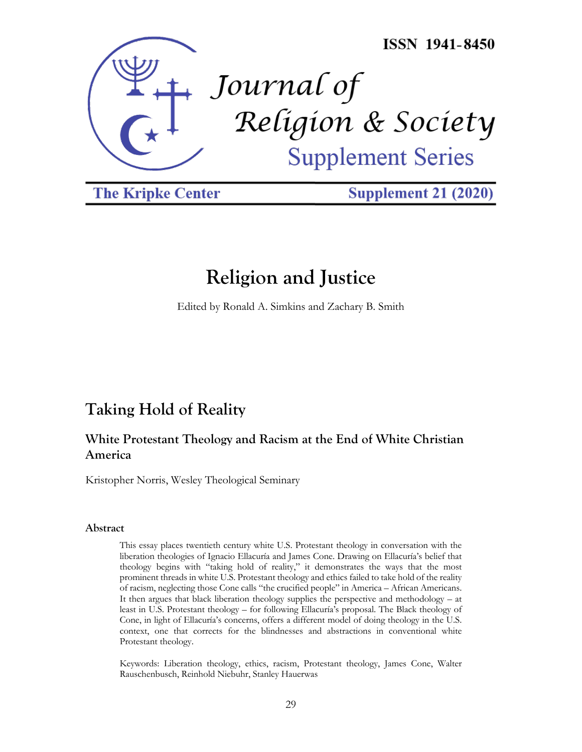ISSN 1941-8450

# Journal of Religion & Society

Supplement Series

The Kripke Center

Supplement 21 (2020)

# Religion and Justice

Edited by Ronald A. Simkins and Zachary B. Smith

## Taking Hold of Reality

### White Protestant Theology and Racism at the End of White Christian America

Kristopher Norris, Wesley Theological Seminary

#### Abstract

This essay places twentieth century white U.S. Protestant theology in conversation with the liberation theologies of Ignacio Ellacuría and James Cone. Drawing on Ellacuría's belief that theology begins with "taking hold of reality," it demonstrates the ways that the most prominent threads in white U.S. Protestant theology and ethics failed to take hold of the reality of racism, neglecting those Cone calls "the crucified people" in America – African Americans. It then argues that black liberation theology supplies the perspective and methodology – at least in U.S. Protestant theology – for following Ellacuría's proposal. The Black theology of Cone, in light of Ellacuría's concerns, offers a different model of doing theology in the U.S. context, one that corrects for the blindnesses and abstractions in conventional white Protestant theology.

Keywords: Liberation theology, ethics, racism, Protestant theology, James Cone, Walter Rauschenbusch, Reinhold Niebuhr, Stanley Hauerwas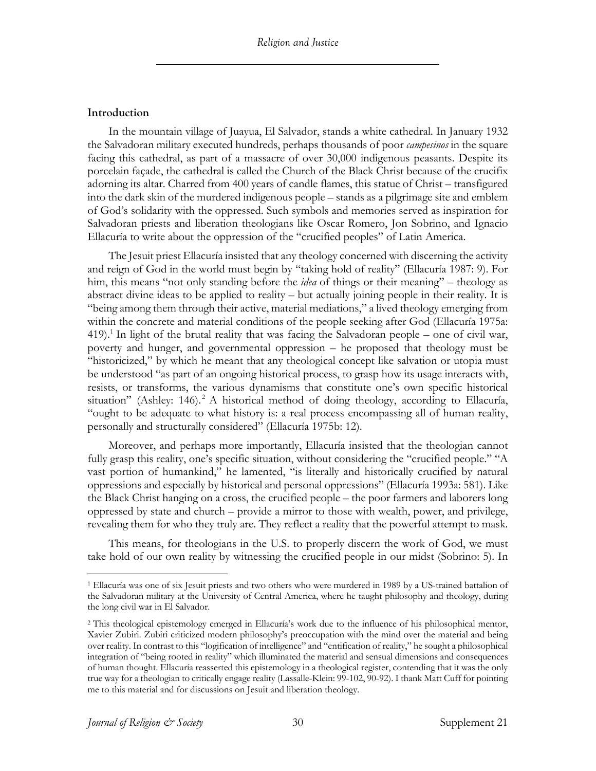## Introduction

In the mountain village of Juayua, El Salvador, stands a white cathedral. In January 1932 the Salvadoran military executed hundreds, perhaps thousands of poor *campesinos* in the square facing this cathedral, as part of a massacre of over 30,000 indigenous peasants. Despite its porcelain façade, the cathedral is called the Church of the Black Christ because of the crucifix adorning its altar. Charred from 400 years of candle flames, this statue of Christ – transfigured into the dark skin of the murdered indigenous people – stands as a pilgrimage site and emblem of God's solidarity with the oppressed. Such symbols and memories served as inspiration for Salvadoran priests and liberation theologians like Oscar Romero, Jon Sobrino, and Ignacio Ellacuría to write about the oppression of the "crucified peoples" of Latin America.

The Jesuit priest Ellacuría insisted that any theology concerned with discerning the activity and reign of God in the world must begin by "taking hold of reality" (Ellacuría 1987: 9). For him, this means "not only standing before the *idea* of things or their meaning" – theology as abstract divine ideas to be applied to reality – but actually joining people in their reality. It is "being among them through their active, material mediations," a lived theology emerging from within the concrete and material conditions of the people seeking after God (Ellacuría 1975a: 419).[1] In light of the brutal reality that was facing the Salvadoran people – one of civil war, poverty and hunger, and governmental oppression – he proposed that theology must be "historicized," by which he meant that any theological concept like salvation or utopia must be understood "as part of an ongoing historical process, to grasp how its usage interacts with, resists, or transforms, the various dynamisms that constitute one's own specific historical situation" (Ashley: 146).[2] A historical method of doing theology, according to Ellacuría, "ought to be adequate to what history is: a real process encompassing all of human reality, personally and structurally considered" (Ellacuría 1975b: 12).

Moreover, and perhaps more importantly, Ellacuría insisted that the theologian cannot fully grasp this reality, one's specific situation, without considering the "crucified people." "A vast portion of humankind," he lamented, "is literally and historically crucified by natural oppressions and especially by historical and personal oppressions" (Ellacuría 1993a: 581). Like the Black Christ hanging on a cross, the crucified people – the poor farmers and laborers long oppressed by state and church – provide a mirror to those with wealth, power, and privilege, revealing them for who they truly are. They reflect a reality that the powerful attempt to mask.

This means, for theologians in the U.S. to properly discern the work of God, we must take hold of our own reality by witnessing the crucified people in our midst (Sobrino: 5). In

---

[1] Ellacuría was one of six Jesuit priests and two others who were murdered in 1989 by a US-trained battalion of the Salvadoran military at the University of Central America, where he taught philosophy and theology, during the long civil war in El Salvador.

[2] This theological epistemology emerged in Ellacuría's work due to the influence of his philosophical mentor, Xavier Zubiri. Zubiri criticized modern philosophy's preoccupation with the mind over the material and being over reality. In contrast to this "logification of intelligence" and "entification of reality," he sought a philosophical integration of "being rooted in reality" which illuminated the material and sensual dimensions and consequences of human thought. Ellacuría reasserted this epistemology in a theological register, contending that it was the only true way for a theologian to critically engage reality (Lassalle-Klein: 99-102, 90-92). I thank Matt Cuff for pointing me to this material and for discussions on Jesuit and liberation theology.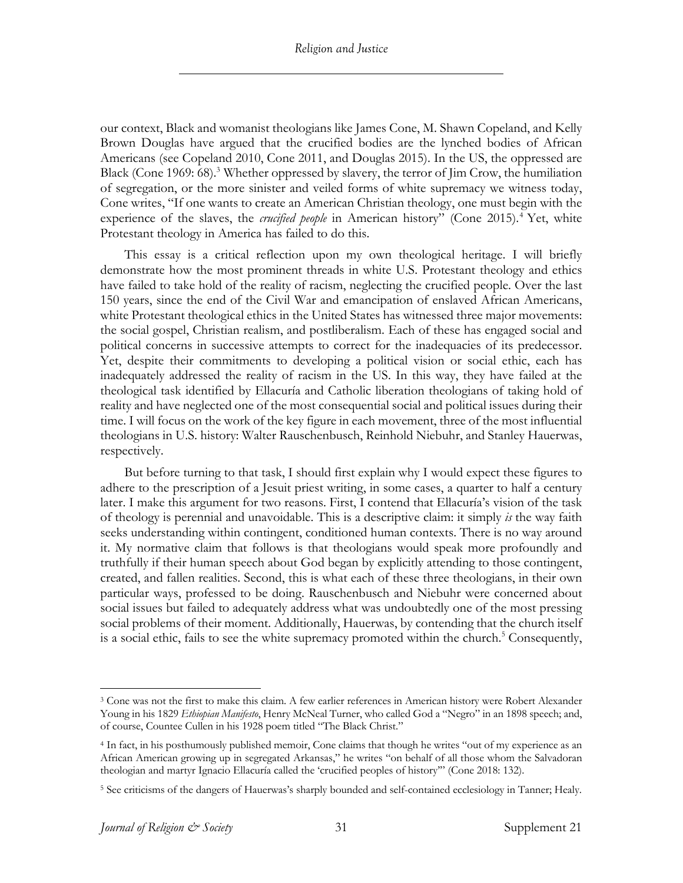our context, Black and womanist theologians like James Cone, M. Shawn Copeland, and Kelly Brown Douglas have argued that the crucified bodies are the lynched bodies of African Americans (see Copeland 2010, Cone 2011, and Douglas 2015). In the US, the oppressed are Black (Cone 1969: 68).[3] Whether oppressed by slavery, the terror of Jim Crow, the humiliation of segregation, or the more sinister and veiled forms of white supremacy we witness today, Cone writes, "If one wants to create an American Christian theology, one must begin with the experience of the slaves, the *crucified people* in American history" (Cone 2015).[4] Yet, white Protestant theology in America has failed to do this.

This essay is a critical reflection upon my own theological heritage. I will briefly demonstrate how the most prominent threads in white U.S. Protestant theology and ethics have failed to take hold of the reality of racism, neglecting the crucified people. Over the last 150 years, since the end of the Civil War and emancipation of enslaved African Americans, white Protestant theological ethics in the United States has witnessed three major movements: the social gospel, Christian realism, and postliberalism. Each of these has engaged social and political concerns in successive attempts to correct for the inadequacies of its predecessor. Yet, despite their commitments to developing a political vision or social ethic, each has inadequately addressed the reality of racism in the US. In this way, they have failed at the theological task identified by Ellacuría and Catholic liberation theologians of taking hold of reality and have neglected one of the most consequential social and political issues during their time. I will focus on the work of the key figure in each movement, three of the most influential theologians in U.S. history: Walter Rauschenbusch, Reinhold Niebuhr, and Stanley Hauerwas, respectively.

But before turning to that task, I should first explain why I would expect these figures to adhere to the prescription of a Jesuit priest writing, in some cases, a quarter to half a century later. I make this argument for two reasons. First, I contend that Ellacuría's vision of the task of theology is perennial and unavoidable. This is a descriptive claim: it simply *is* the way faith seeks understanding within contingent, conditioned human contexts. There is no way around it. My normative claim that follows is that theologians would speak more profoundly and truthfully if their human speech about God began by explicitly attending to those contingent, created, and fallen realities. Second, this is what each of these three theologians, in their own particular ways, professed to be doing. Rauschenbusch and Niebuhr were concerned about social issues but failed to adequately address what was undoubtedly one of the most pressing social problems of their moment. Additionally, Hauerwas, by contending that the church itself is a social ethic, fails to see the white supremacy promoted within the church.[5] Consequently,

---

[3] Cone was not the first to make this claim. A few earlier references in American history were Robert Alexander Young in his 1829 *Ethiopian Manifesto*, Henry McNeal Turner, who called God a "Negro" in an 1898 speech; and, of course, Countee Cullen in his 1928 poem titled "The Black Christ."

[4] In fact, in his posthumously published memoir, Cone claims that though he writes "out of my experience as an African American growing up in segregated Arkansas," he writes "on behalf of all those whom the Salvadoran theologian and martyr Ignacio Ellacuría called the 'crucified peoples of history'" (Cone 2018: 132).

[5] See criticisms of the dangers of Hauerwas's sharply bounded and self-contained ecclesiology in Tanner; Healy.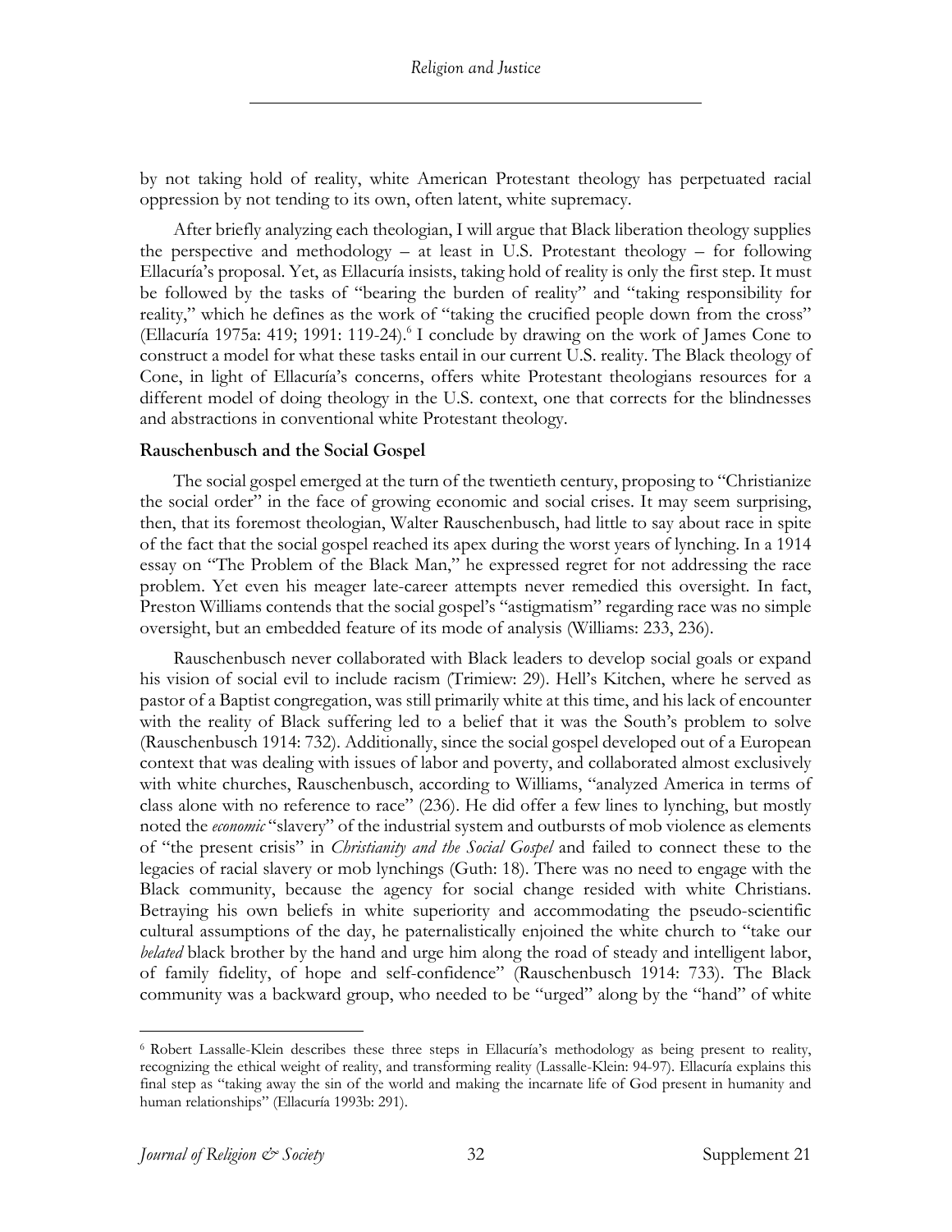by not taking hold of reality, white American Protestant theology has perpetuated racial oppression by not tending to its own, often latent, white supremacy.

After briefly analyzing each theologian, I will argue that Black liberation theology supplies the perspective and methodology – at least in U.S. Protestant theology – for following Ellacuría's proposal. Yet, as Ellacuría insists, taking hold of reality is only the first step. It must be followed by the tasks of "bearing the burden of reality" and "taking responsibility for reality," which he defines as the work of "taking the crucified people down from the cross" (Ellacuría 1975a: 419; 1991: 119-24).[6] I conclude by drawing on the work of James Cone to construct a model for what these tasks entail in our current U.S. reality. The Black theology of Cone, in light of Ellacuría's concerns, offers white Protestant theologians resources for a different model of doing theology in the U.S. context, one that corrects for the blindnesses and abstractions in conventional white Protestant theology.

## Rauschenbusch and the Social Gospel

The social gospel emerged at the turn of the twentieth century, proposing to "Christianize the social order" in the face of growing economic and social crises. It may seem surprising, then, that its foremost theologian, Walter Rauschenbusch, had little to say about race in spite of the fact that the social gospel reached its apex during the worst years of lynching. In a 1914 essay on "The Problem of the Black Man," he expressed regret for not addressing the race problem. Yet even his meager late-career attempts never remedied this oversight. In fact, Preston Williams contends that the social gospel's "astigmatism" regarding race was no simple oversight, but an embedded feature of its mode of analysis (Williams: 233, 236).

Rauschenbusch never collaborated with Black leaders to develop social goals or expand his vision of social evil to include racism (Trimiew: 29). Hell's Kitchen, where he served as pastor of a Baptist congregation, was still primarily white at this time, and his lack of encounter with the reality of Black suffering led to a belief that it was the South's problem to solve (Rauschenbusch 1914: 732). Additionally, since the social gospel developed out of a European context that was dealing with issues of labor and poverty, and collaborated almost exclusively with white churches, Rauschenbusch, according to Williams, "analyzed America in terms of class alone with no reference to race" (236). He did offer a few lines to lynching, but mostly noted the *economic* "slavery" of the industrial system and outbursts of mob violence as elements of "the present crisis" in *Christianity and the Social Gospel* and failed to connect these to the legacies of racial slavery or mob lynchings (Guth: 18). There was no need to engage with the Black community, because the agency for social change resided with white Christians. Betraying his own beliefs in white superiority and accommodating the pseudo-scientific cultural assumptions of the day, he paternalistically enjoined the white church to "take our *belated* black brother by the hand and urge him along the road of steady and intelligent labor, of family fidelity, of hope and self-confidence" (Rauschenbusch 1914: 733). The Black community was a backward group, who needed to be "urged" along by the "hand" of white

---

[6] Robert Lassalle-Klein describes these three steps in Ellacuría's methodology as being present to reality, recognizing the ethical weight of reality, and transforming reality (Lassalle-Klein: 94-97). Ellacuría explains this final step as "taking away the sin of the world and making the incarnate life of God present in humanity and human relationships" (Ellacuría 1993b: 291).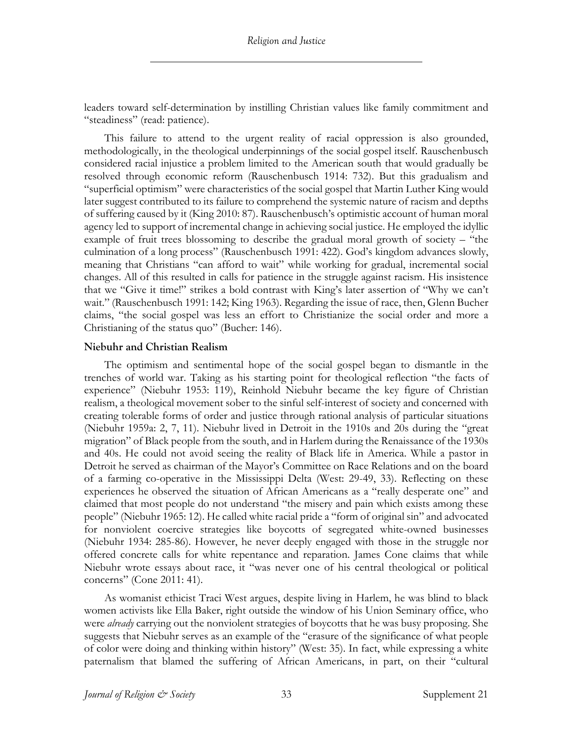leaders toward self-determination by instilling Christian values like family commitment and "steadiness" (read: patience).

This failure to attend to the urgent reality of racial oppression is also grounded, methodologically, in the theological underpinnings of the social gospel itself. Rauschenbusch considered racial injustice a problem limited to the American south that would gradually be resolved through economic reform (Rauschenbusch 1914: 732). But this gradualism and "superficial optimism" were characteristics of the social gospel that Martin Luther King would later suggest contributed to its failure to comprehend the systemic nature of racism and depths of suffering caused by it (King 2010: 87). Rauschenbusch's optimistic account of human moral agency led to support of incremental change in achieving social justice. He employed the idyllic example of fruit trees blossoming to describe the gradual moral growth of society – "the culmination of a long process" (Rauschenbusch 1991: 422). God's kingdom advances slowly, meaning that Christians "can afford to wait" while working for gradual, incremental social changes. All of this resulted in calls for patience in the struggle against racism. His insistence that we "Give it time!" strikes a bold contrast with King's later assertion of "Why we can't wait." (Rauschenbusch 1991: 142; King 1963). Regarding the issue of race, then, Glenn Bucher claims, "the social gospel was less an effort to Christianize the social order and more a Christianing of the status quo" (Bucher: 146).

### Niebuhr and Christian Realism

The optimism and sentimental hope of the social gospel began to dismantle in the trenches of world war. Taking as his starting point for theological reflection "the facts of experience" (Niebuhr 1953: 119), Reinhold Niebuhr became the key figure of Christian realism, a theological movement sober to the sinful self-interest of society and concerned with creating tolerable forms of order and justice through rational analysis of particular situations (Niebuhr 1959a: 2, 7, 11). Niebuhr lived in Detroit in the 1910s and 20s during the "great migration" of Black people from the south, and in Harlem during the Renaissance of the 1930s and 40s. He could not avoid seeing the reality of Black life in America. While a pastor in Detroit he served as chairman of the Mayor's Committee on Race Relations and on the board of a farming co-operative in the Mississippi Delta (West: 29-49, 33). Reflecting on these experiences he observed the situation of African Americans as a "really desperate one" and claimed that most people do not understand "the misery and pain which exists among these people" (Niebuhr 1965: 12). He called white racial pride a "form of original sin" and advocated for nonviolent coercive strategies like boycotts of segregated white-owned businesses (Niebuhr 1934: 285-86). However, he never deeply engaged with those in the struggle nor offered concrete calls for white repentance and reparation. James Cone claims that while Niebuhr wrote essays about race, it "was never one of his central theological or political concerns" (Cone 2011: 41).

As womanist ethicist Traci West argues, despite living in Harlem, he was blind to black women activists like Ella Baker, right outside the window of his Union Seminary office, who were *already* carrying out the nonviolent strategies of boycotts that he was busy proposing. She suggests that Niebuhr serves as an example of the "erasure of the significance of what people of color were doing and thinking within history" (West: 35). In fact, while expressing a white paternalism that blamed the suffering of African Americans, in part, on their "cultural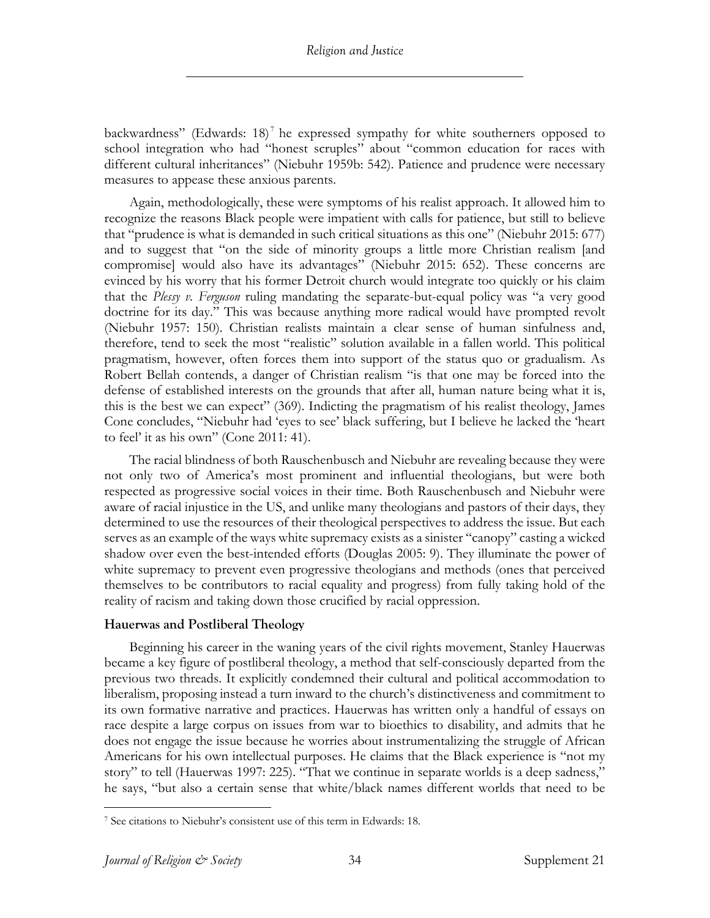backwardness" (Edwards: 18)[7] he expressed sympathy for white southerners opposed to school integration who had "honest scruples" about "common education for races with different cultural inheritances" (Niebuhr 1959b: 542). Patience and prudence were necessary measures to appease these anxious parents.

Again, methodologically, these were symptoms of his realist approach. It allowed him to recognize the reasons Black people were impatient with calls for patience, but still to believe that "prudence is what is demanded in such critical situations as this one" (Niebuhr 2015: 677) and to suggest that "on the side of minority groups a little more Christian realism [and compromise] would also have its advantages" (Niebuhr 2015: 652). These concerns are evinced by his worry that his former Detroit church would integrate too quickly or his claim that the *Plessy v. Ferguson* ruling mandating the separate-but-equal policy was "a very good doctrine for its day." This was because anything more radical would have prompted revolt (Niebuhr 1957: 150). Christian realists maintain a clear sense of human sinfulness and, therefore, tend to seek the most "realistic" solution available in a fallen world. This political pragmatism, however, often forces them into support of the status quo or gradualism. As Robert Bellah contends, a danger of Christian realism "is that one may be forced into the defense of established interests on the grounds that after all, human nature being what it is, this is the best we can expect" (369). Indicting the pragmatism of his realist theology, James Cone concludes, "Niebuhr had 'eyes to see' black suffering, but I believe he lacked the 'heart to feel' it as his own" (Cone 2011: 41).

The racial blindness of both Rauschenbusch and Niebuhr are revealing because they were not only two of America's most prominent and influential theologians, but were both respected as progressive social voices in their time. Both Rauschenbusch and Niebuhr were aware of racial injustice in the US, and unlike many theologians and pastors of their days, they determined to use the resources of their theological perspectives to address the issue. But each serves as an example of the ways white supremacy exists as a sinister "canopy" casting a wicked shadow over even the best-intended efforts (Douglas 2005: 9). They illuminate the power of white supremacy to prevent even progressive theologians and methods (ones that perceived themselves to be contributors to racial equality and progress) from fully taking hold of the reality of racism and taking down those crucified by racial oppression.

### Hauerwas and Postliberal Theology

Beginning his career in the waning years of the civil rights movement, Stanley Hauerwas became a key figure of postliberal theology, a method that self-consciously departed from the previous two threads. It explicitly condemned their cultural and political accommodation to liberalism, proposing instead a turn inward to the church's distinctiveness and commitment to its own formative narrative and practices. Hauerwas has written only a handful of essays on race despite a large corpus on issues from war to bioethics to disability, and admits that he does not engage the issue because he worries about instrumentalizing the struggle of African Americans for his own intellectual purposes. He claims that the Black experience is "not my story" to tell (Hauerwas 1997: 225). "That we continue in separate worlds is a deep sadness," he says, "but also a certain sense that white/black names different worlds that need to be

[7] See citations to Niebuhr's consistent use of this term in Edwards: 18.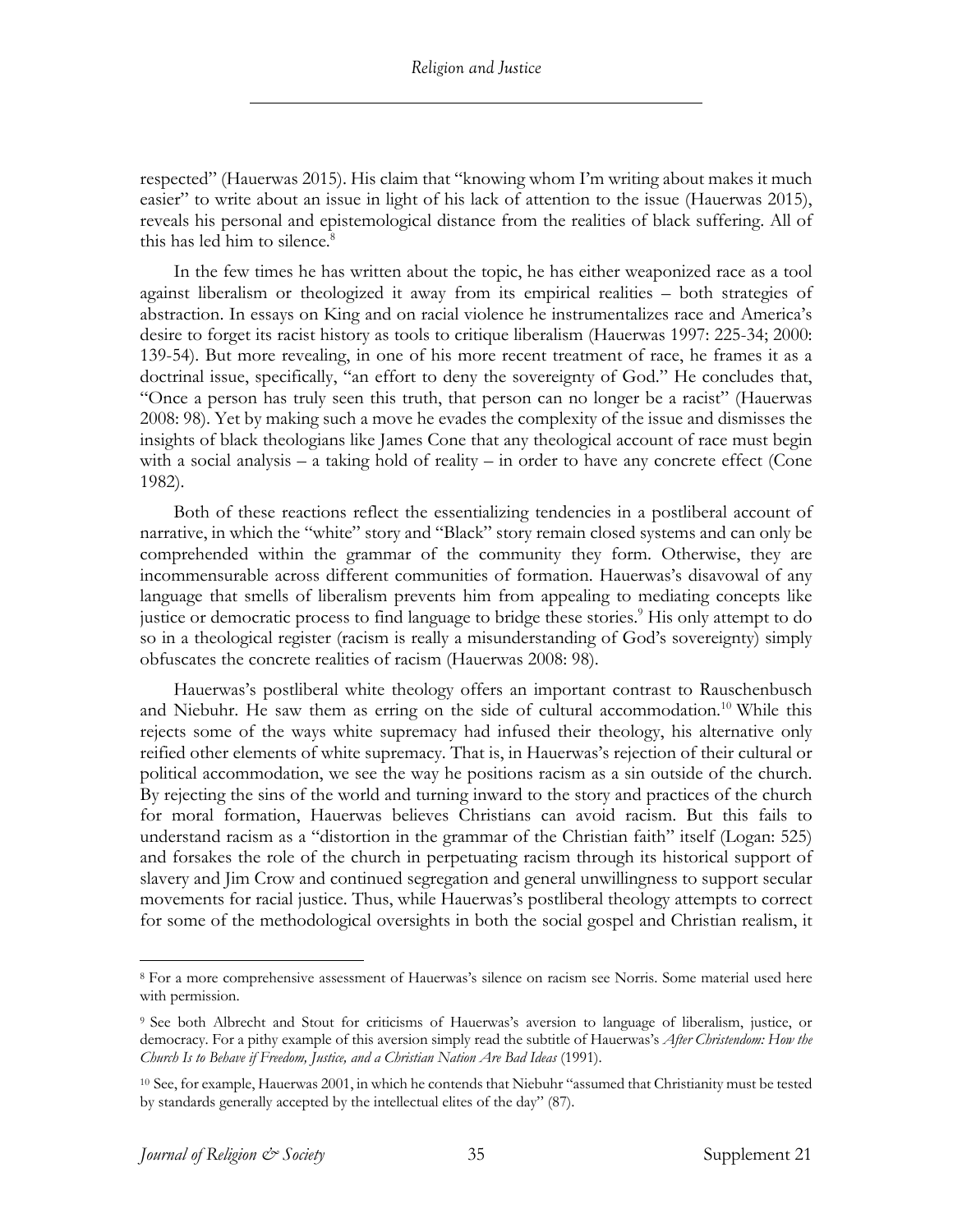respected" (Hauerwas 2015). His claim that "knowing whom I'm writing about makes it much easier" to write about an issue in light of his lack of attention to the issue (Hauerwas 2015), reveals his personal and epistemological distance from the realities of black suffering. All of this has led him to silence.[8]

In the few times he has written about the topic, he has either weaponized race as a tool against liberalism or theologized it away from its empirical realities – both strategies of abstraction. In essays on King and on racial violence he instrumentalizes race and America's desire to forget its racist history as tools to critique liberalism (Hauerwas 1997: 225-34; 2000: 139-54). But more revealing, in one of his more recent treatment of race, he frames it as a doctrinal issue, specifically, "an effort to deny the sovereignty of God." He concludes that, "Once a person has truly seen this truth, that person can no longer be a racist" (Hauerwas 2008: 98). Yet by making such a move he evades the complexity of the issue and dismisses the insights of black theologians like James Cone that any theological account of race must begin with a social analysis – a taking hold of reality – in order to have any concrete effect (Cone 1982).

Both of these reactions reflect the essentializing tendencies in a postliberal account of narrative, in which the "white" story and "Black" story remain closed systems and can only be comprehended within the grammar of the community they form. Otherwise, they are incommensurable across different communities of formation. Hauerwas's disavowal of any language that smells of liberalism prevents him from appealing to mediating concepts like justice or democratic process to find language to bridge these stories.[9] His only attempt to do so in a theological register (racism is really a misunderstanding of God's sovereignty) simply obfuscates the concrete realities of racism (Hauerwas 2008: 98).

Hauerwas's postliberal white theology offers an important contrast to Rauschenbusch and Niebuhr. He saw them as erring on the side of cultural accommodation.[10] While this rejects some of the ways white supremacy had infused their theology, his alternative only reified other elements of white supremacy. That is, in Hauerwas's rejection of their cultural or political accommodation, we see the way he positions racism as a sin outside of the church. By rejecting the sins of the world and turning inward to the story and practices of the church for moral formation, Hauerwas believes Christians can avoid racism. But this fails to understand racism as a "distortion in the grammar of the Christian faith" itself (Logan: 525) and forsakes the role of the church in perpetuating racism through its historical support of slavery and Jim Crow and continued segregation and general unwillingness to support secular movements for racial justice. Thus, while Hauerwas's postliberal theology attempts to correct for some of the methodological oversights in both the social gospel and Christian realism, it

---

[8] For a more comprehensive assessment of Hauerwas's silence on racism see Norris. Some material used here with permission.

[9] See both Albrecht and Stout for criticisms of Hauerwas's aversion to language of liberalism, justice, or democracy. For a pithy example of this aversion simply read the subtitle of Hauerwas's *After Christendom: How the Church Is to Behave if Freedom, Justice, and a Christian Nation Are Bad Ideas* (1991).

[10] See, for example, Hauerwas 2001, in which he contends that Niebuhr "assumed that Christianity must be tested by standards generally accepted by the intellectual elites of the day" (87).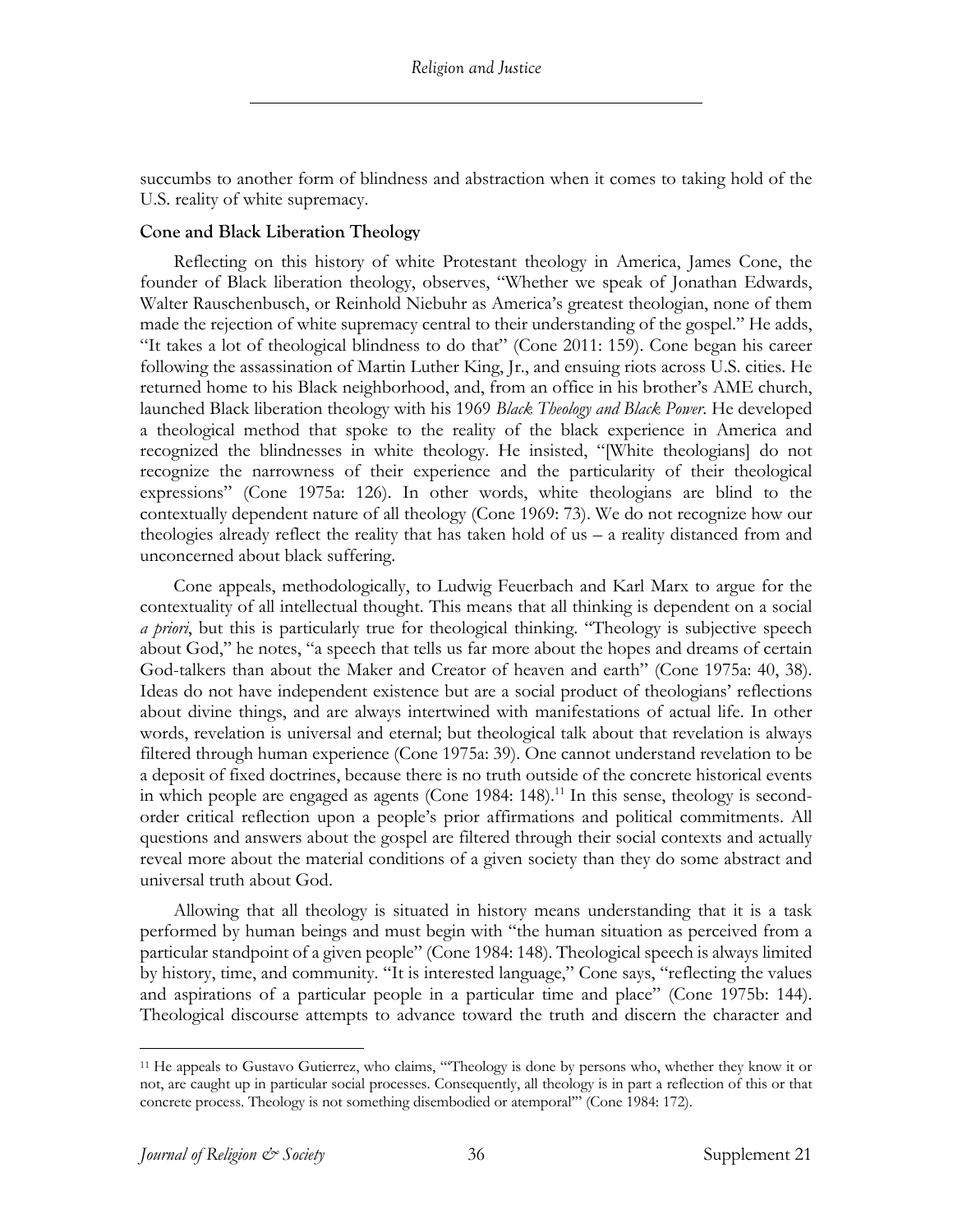succumbs to another form of blindness and abstraction when it comes to taking hold of the U.S. reality of white supremacy.

### Cone and Black Liberation Theology

Reflecting on this history of white Protestant theology in America, James Cone, the founder of Black liberation theology, observes, "Whether we speak of Jonathan Edwards, Walter Rauschenbusch, or Reinhold Niebuhr as America's greatest theologian, none of them made the rejection of white supremacy central to their understanding of the gospel." He adds, "It takes a lot of theological blindness to do that" (Cone 2011: 159). Cone began his career following the assassination of Martin Luther King, Jr., and ensuing riots across U.S. cities. He returned home to his Black neighborhood, and, from an office in his brother's AME church, launched Black liberation theology with his 1969 *Black Theology and Black Power*. He developed a theological method that spoke to the reality of the black experience in America and recognized the blindnesses in white theology. He insisted, "[White theologians] do not recognize the narrowness of their experience and the particularity of their theological expressions" (Cone 1975a: 126). In other words, white theologians are blind to the contextually dependent nature of all theology (Cone 1969: 73). We do not recognize how our theologies already reflect the reality that has taken hold of us – a reality distanced from and unconcerned about black suffering.

Cone appeals, methodologically, to Ludwig Feuerbach and Karl Marx to argue for the contextuality of all intellectual thought. This means that all thinking is dependent on a social *a priori*, but this is particularly true for theological thinking. "Theology is subjective speech about God," he notes, "a speech that tells us far more about the hopes and dreams of certain God-talkers than about the Maker and Creator of heaven and earth" (Cone 1975a: 40, 38). Ideas do not have independent existence but are a social product of theologians' reflections about divine things, and are always intertwined with manifestations of actual life. In other words, revelation is universal and eternal; but theological talk about that revelation is always filtered through human experience (Cone 1975a: 39). One cannot understand revelation to be a deposit of fixed doctrines, because there is no truth outside of the concrete historical events in which people are engaged as agents (Cone 1984: 148).[11] In this sense, theology is second-order critical reflection upon a people's prior affirmations and political commitments. All questions and answers about the gospel are filtered through their social contexts and actually reveal more about the material conditions of a given society than they do some abstract and universal truth about God.

Allowing that all theology is situated in history means understanding that it is a task performed by human beings and must begin with "the human situation as perceived from a particular standpoint of a given people" (Cone 1984: 148). Theological speech is always limited by history, time, and community. "It is interested language," Cone says, "reflecting the values and aspirations of a particular people in a particular time and place" (Cone 1975b: 144). Theological discourse attempts to advance toward the truth and discern the character and

---

[11] He appeals to Gustavo Gutierrez, who claims, "'Theology is done by persons who, whether they know it or not, are caught up in particular social processes. Consequently, all theology is in part a reflection of this or that concrete process. Theology is not something disembodied or atemporal'" (Cone 1984: 172).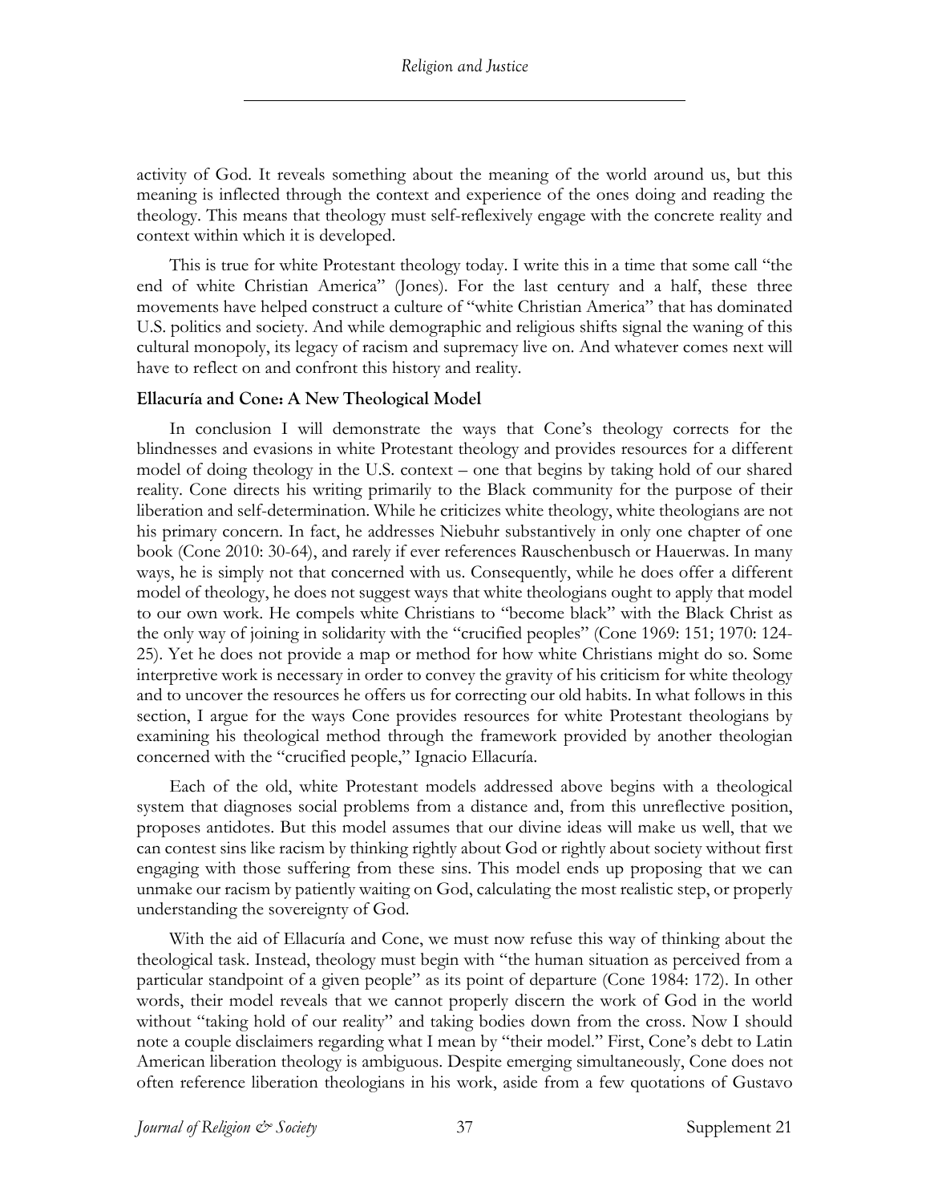activity of God. It reveals something about the meaning of the world around us, but this meaning is inflected through the context and experience of the ones doing and reading the theology. This means that theology must self-reflexively engage with the concrete reality and context within which it is developed.

This is true for white Protestant theology today. I write this in a time that some call "the end of white Christian America" (Jones). For the last century and a half, these three movements have helped construct a culture of "white Christian America" that has dominated U.S. politics and society. And while demographic and religious shifts signal the waning of this cultural monopoly, its legacy of racism and supremacy live on. And whatever comes next will have to reflect on and confront this history and reality.

### Ellacuría and Cone: A New Theological Model

In conclusion I will demonstrate the ways that Cone's theology corrects for the blindnesses and evasions in white Protestant theology and provides resources for a different model of doing theology in the U.S. context – one that begins by taking hold of our shared reality. Cone directs his writing primarily to the Black community for the purpose of their liberation and self-determination. While he criticizes white theology, white theologians are not his primary concern. In fact, he addresses Niebuhr substantively in only one chapter of one book (Cone 2010: 30-64), and rarely if ever references Rauschenbusch or Hauerwas. In many ways, he is simply not that concerned with us. Consequently, while he does offer a different model of theology, he does not suggest ways that white theologians ought to apply that model to our own work. He compels white Christians to "become black" with the Black Christ as the only way of joining in solidarity with the "crucified peoples" (Cone 1969: 151; 1970: 124-25). Yet he does not provide a map or method for how white Christians might do so. Some interpretive work is necessary in order to convey the gravity of his criticism for white theology and to uncover the resources he offers us for correcting our old habits. In what follows in this section, I argue for the ways Cone provides resources for white Protestant theologians by examining his theological method through the framework provided by another theologian concerned with the "crucified people," Ignacio Ellacuría.

Each of the old, white Protestant models addressed above begins with a theological system that diagnoses social problems from a distance and, from this unreflective position, proposes antidotes. But this model assumes that our divine ideas will make us well, that we can contest sins like racism by thinking rightly about God or rightly about society without first engaging with those suffering from these sins. This model ends up proposing that we can unmake our racism by patiently waiting on God, calculating the most realistic step, or properly understanding the sovereignty of God.

With the aid of Ellacuría and Cone, we must now refuse this way of thinking about the theological task. Instead, theology must begin with "the human situation as perceived from a particular standpoint of a given people" as its point of departure (Cone 1984: 172). In other words, their model reveals that we cannot properly discern the work of God in the world without "taking hold of our reality" and taking bodies down from the cross. Now I should note a couple disclaimers regarding what I mean by "their model." First, Cone's debt to Latin American liberation theology is ambiguous. Despite emerging simultaneously, Cone does not often reference liberation theologians in his work, aside from a few quotations of Gustavo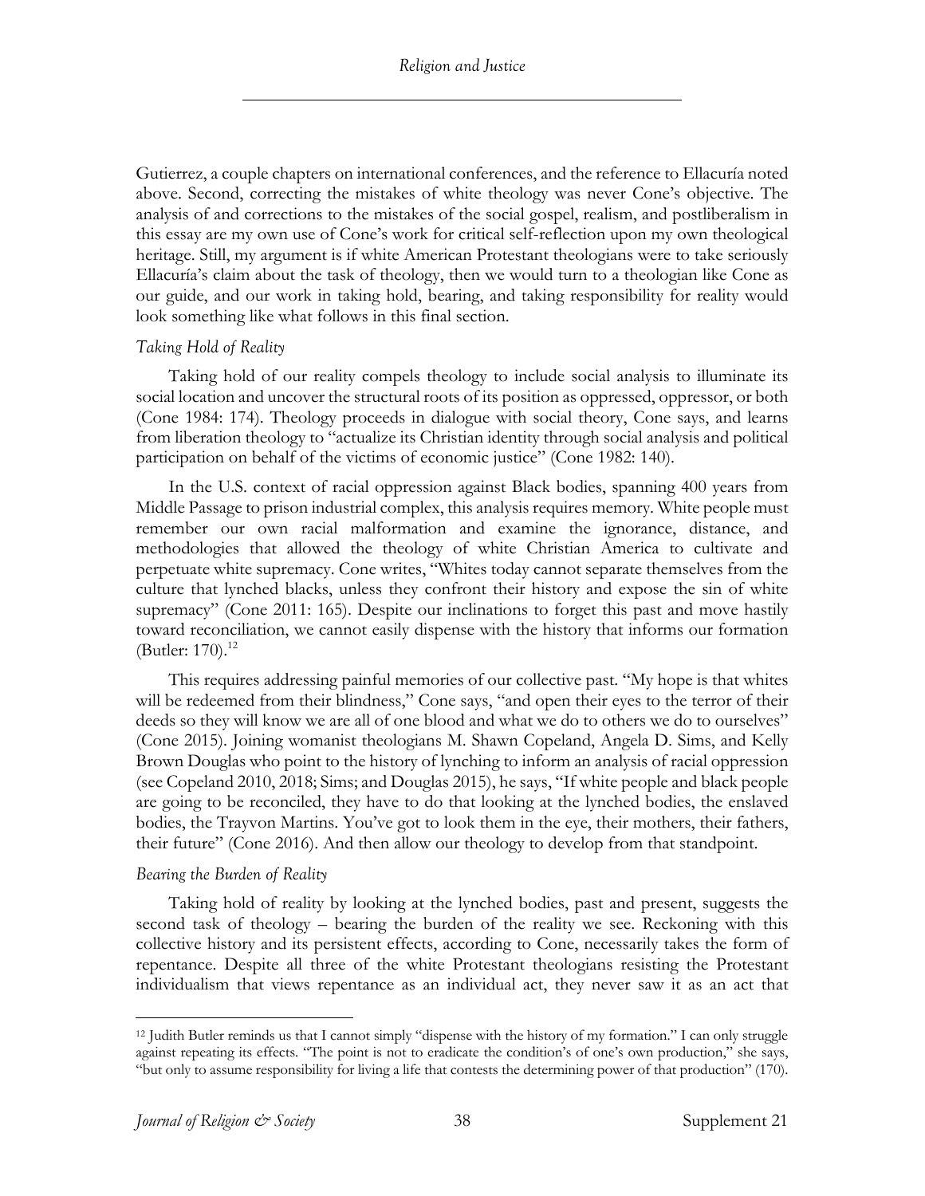Gutierrez, a couple chapters on international conferences, and the reference to Ellacuría noted above. Second, correcting the mistakes of white theology was never Cone's objective. The analysis of and corrections to the mistakes of the social gospel, realism, and postliberalism in this essay are my own use of Cone's work for critical self-reflection upon my own theological heritage. Still, my argument is if white American Protestant theologians were to take seriously Ellacuría's claim about the task of theology, then we would turn to a theologian like Cone as our guide, and our work in taking hold, bearing, and taking responsibility for reality would look something like what follows in this final section.

*Taking Hold of Reality*

Taking hold of our reality compels theology to include social analysis to illuminate its social location and uncover the structural roots of its position as oppressed, oppressor, or both (Cone 1984: 174). Theology proceeds in dialogue with social theory, Cone says, and learns from liberation theology to "actualize its Christian identity through social analysis and political participation on behalf of the victims of economic justice" (Cone 1982: 140).

In the U.S. context of racial oppression against Black bodies, spanning 400 years from Middle Passage to prison industrial complex, this analysis requires memory. White people must remember our own racial malformation and examine the ignorance, distance, and methodologies that allowed the theology of white Christian America to cultivate and perpetuate white supremacy. Cone writes, "Whites today cannot separate themselves from the culture that lynched blacks, unless they confront their history and expose the sin of white supremacy" (Cone 2011: 165). Despite our inclinations to forget this past and move hastily toward reconciliation, we cannot easily dispense with the history that informs our formation (Butler: 170).[12]

This requires addressing painful memories of our collective past. "My hope is that whites will be redeemed from their blindness," Cone says, "and open their eyes to the terror of their deeds so they will know we are all of one blood and what we do to others we do to ourselves" (Cone 2015). Joining womanist theologians M. Shawn Copeland, Angela D. Sims, and Kelly Brown Douglas who point to the history of lynching to inform an analysis of racial oppression (see Copeland 2010, 2018; Sims; and Douglas 2015), he says, "If white people and black people are going to be reconciled, they have to do that looking at the lynched bodies, the enslaved bodies, the Trayvon Martins. You've got to look them in the eye, their mothers, their fathers, their future" (Cone 2016). And then allow our theology to develop from that standpoint.

*Bearing the Burden of Reality*

Taking hold of reality by looking at the lynched bodies, past and present, suggests the second task of theology – bearing the burden of the reality we see. Reckoning with this collective history and its persistent effects, according to Cone, necessarily takes the form of repentance. Despite all three of the white Protestant theologians resisting the Protestant individualism that views repentance as an individual act, they never saw it as an act that

---

[12] Judith Butler reminds us that I cannot simply "dispense with the history of my formation." I can only struggle against repeating its effects. "The point is not to eradicate the condition's of one's own production," she says, "but only to assume responsibility for living a life that contests the determining power of that production" (170).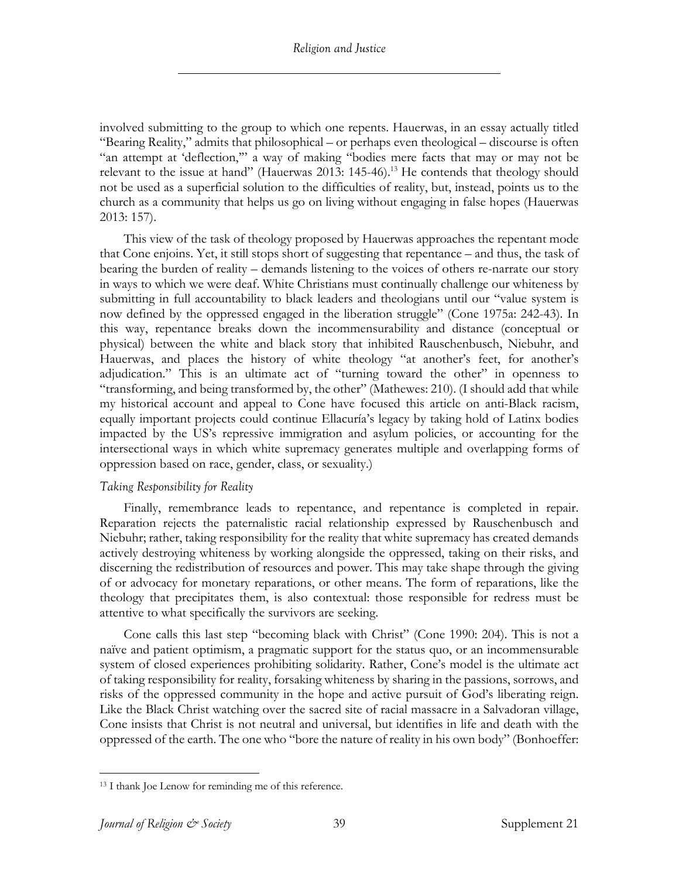involved submitting to the group to which one repents. Hauerwas, in an essay actually titled "Bearing Reality," admits that philosophical – or perhaps even theological – discourse is often "an attempt at 'deflection,'" a way of making "bodies mere facts that may or may not be relevant to the issue at hand" (Hauerwas 2013: 145-46).[13] He contends that theology should not be used as a superficial solution to the difficulties of reality, but, instead, points us to the church as a community that helps us go on living without engaging in false hopes (Hauerwas 2013: 157).

This view of the task of theology proposed by Hauerwas approaches the repentant mode that Cone enjoins. Yet, it still stops short of suggesting that repentance – and thus, the task of bearing the burden of reality – demands listening to the voices of others re-narrate our story in ways to which we were deaf. White Christians must continually challenge our whiteness by submitting in full accountability to black leaders and theologians until our "value system is now defined by the oppressed engaged in the liberation struggle" (Cone 1975a: 242-43). In this way, repentance breaks down the incommensurability and distance (conceptual or physical) between the white and black story that inhibited Rauschenbusch, Niebuhr, and Hauerwas, and places the history of white theology "at another's feet, for another's adjudication." This is an ultimate act of "turning toward the other" in openness to "transforming, and being transformed by, the other" (Mathewes: 210). (I should add that while my historical account and appeal to Cone have focused this article on anti-Black racism, equally important projects could continue Ellacuría's legacy by taking hold of Latinx bodies impacted by the US's repressive immigration and asylum policies, or accounting for the intersectional ways in which white supremacy generates multiple and overlapping forms of oppression based on race, gender, class, or sexuality.)

*Taking Responsibility for Reality*

Finally, remembrance leads to repentance, and repentance is completed in repair. Reparation rejects the paternalistic racial relationship expressed by Rauschenbusch and Niebuhr; rather, taking responsibility for the reality that white supremacy has created demands actively destroying whiteness by working alongside the oppressed, taking on their risks, and discerning the redistribution of resources and power. This may take shape through the giving of or advocacy for monetary reparations, or other means. The form of reparations, like the theology that precipitates them, is also contextual: those responsible for redress must be attentive to what specifically the survivors are seeking.

Cone calls this last step "becoming black with Christ" (Cone 1990: 204). This is not a naïve and patient optimism, a pragmatic support for the status quo, or an incommensurable system of closed experiences prohibiting solidarity. Rather, Cone's model is the ultimate act of taking responsibility for reality, forsaking whiteness by sharing in the passions, sorrows, and risks of the oppressed community in the hope and active pursuit of God's liberating reign. Like the Black Christ watching over the sacred site of racial massacre in a Salvadoran village, Cone insists that Christ is not neutral and universal, but identifies in life and death with the oppressed of the earth. The one who "bore the nature of reality in his own body" (Bonhoeffer:

[13] I thank Joe Lenow for reminding me of this reference.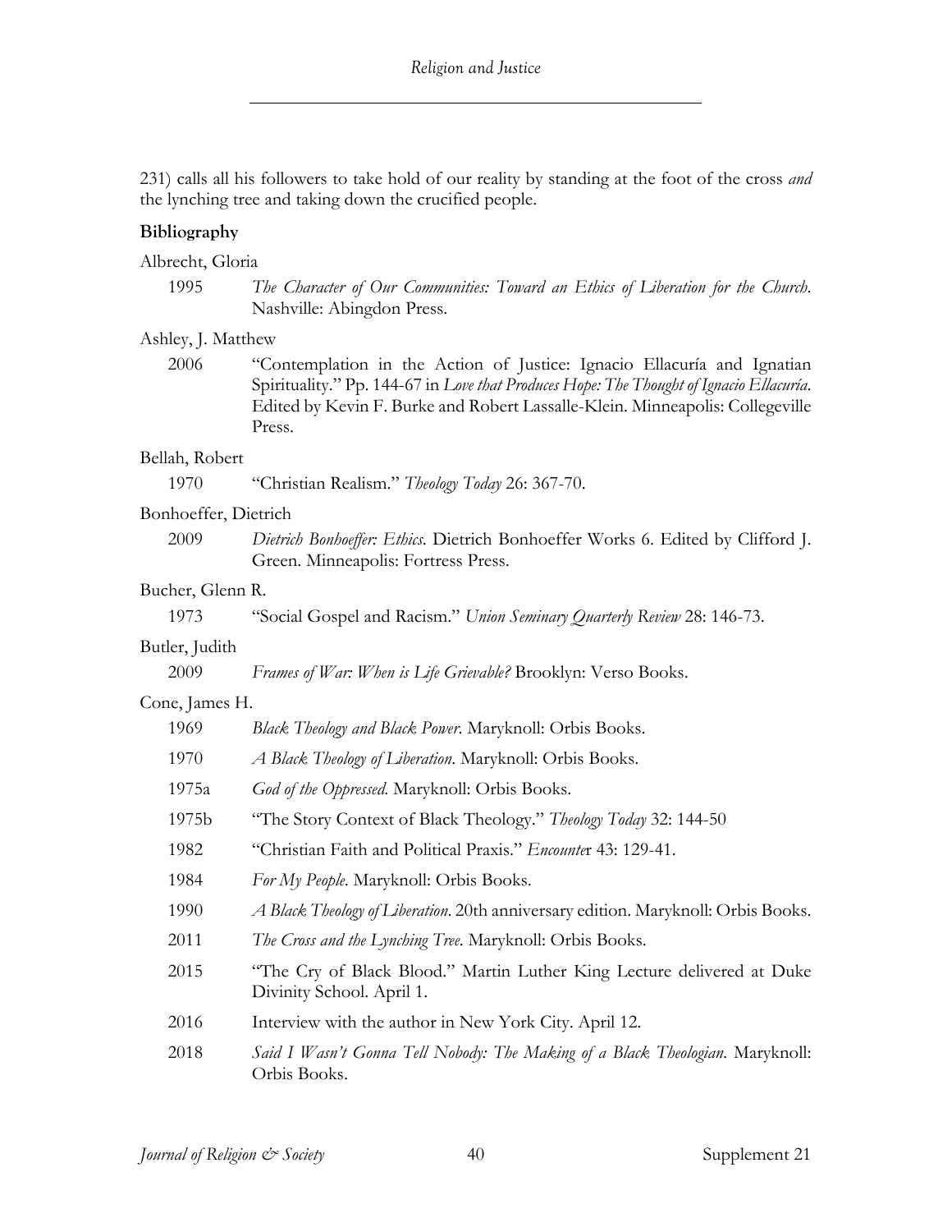231) calls all his followers to take hold of our reality by standing at the foot of the cross *and* the lynching tree and taking down the crucified people.

**Bibliography**

Albrecht, Gloria

1995 *The Character of Our Communities: Toward an Ethics of Liberation for the Church*. Nashville: Abingdon Press.

Ashley, J. Matthew

2006 "Contemplation in the Action of Justice: Ignacio Ellacuría and Ignatian Spirituality." Pp. 144-67 in *Love that Produces Hope: The Thought of Ignacio Ellacuría*. Edited by Kevin F. Burke and Robert Lassalle-Klein. Minneapolis: Collegeville Press.

Bellah, Robert

1970 "Christian Realism." *Theology Today* 26: 367-70.

Bonhoeffer, Dietrich

2009 *Dietrich Bonhoeffer: Ethics*. Dietrich Bonhoeffer Works 6. Edited by Clifford J. Green. Minneapolis: Fortress Press.

Bucher, Glenn R.

1973 "Social Gospel and Racism." *Union Seminary Quarterly Review* 28: 146-73.

Butler, Judith

2009 *Frames of War: When is Life Grievable?* Brooklyn: Verso Books.

Cone, James H.

1969 *Black Theology and Black Power*. Maryknoll: Orbis Books.

1970 *A Black Theology of Liberation*. Maryknoll: Orbis Books.

1975a *God of the Oppressed*. Maryknoll: Orbis Books.

1975b "The Story Context of Black Theology." *Theology Today* 32: 144-50

1982 "Christian Faith and Political Praxis." *Encounter* 43: 129-41.

1984 *For My People*. Maryknoll: Orbis Books.

1990 *A Black Theology of Liberation*. 20th anniversary edition. Maryknoll: Orbis Books.

2011 *The Cross and the Lynching Tree*. Maryknoll: Orbis Books.

2015 "The Cry of Black Blood." Martin Luther King Lecture delivered at Duke Divinity School. April 1.

2016 Interview with the author in New York City. April 12.

2018 *Said I Wasn't Gonna Tell Nobody: The Making of a Black Theologian*. Maryknoll: Orbis Books.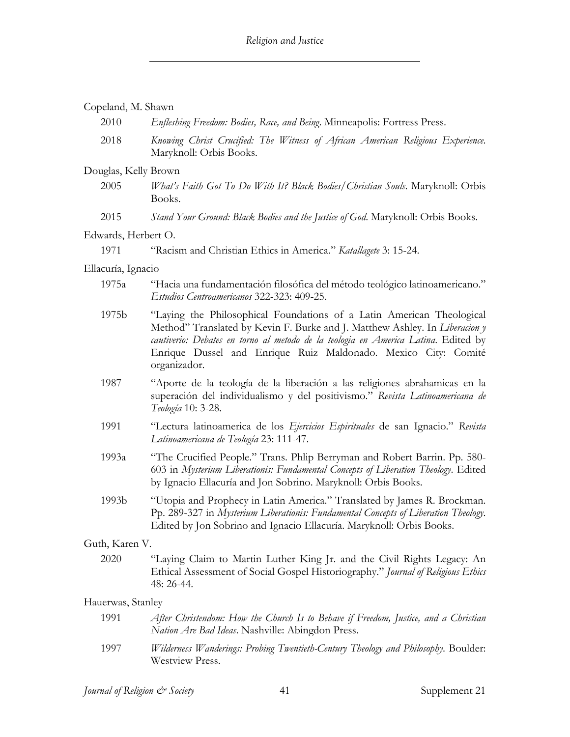Copeland, M. Shawn

2010 *Enfleshing Freedom: Bodies, Race, and Being*. Minneapolis: Fortress Press.

2018 *Knowing Christ Crucified: The Witness of African American Religious Experience*. Maryknoll: Orbis Books.

Douglas, Kelly Brown

2005 *What's Faith Got To Do With It? Black Bodies/Christian Souls*. Maryknoll: Orbis Books.

2015 *Stand Your Ground: Black Bodies and the Justice of God*. Maryknoll: Orbis Books.

Edwards, Herbert O.

1971 "Racism and Christian Ethics in America." *Katallagete* 3: 15-24.

Ellacuría, Ignacio

1975a "Hacia una fundamentación filosófica del método teológico latinoamericano." *Estudios Centroamericanos* 322-323: 409-25.

1975b "Laying the Philosophical Foundations of a Latin American Theological Method" Translated by Kevin F. Burke and J. Matthew Ashley. In *Liberacion y cautiverio: Debates en torno al metodo de la teologia en America Latina*. Edited by Enrique Dussel and Enrique Ruiz Maldonado. Mexico City: Comité organizador.

1987 "Aporte de la teología de la liberación a las religiones abrahamicas en la superación del individualismo y del positivismo." *Revista Latinoamericana de Teología* 10: 3-28.

1991 "Lectura latinoamerica de los *Ejercicios Espirituales* de san Ignacio." *Revista Latinoamericana de Teología* 23: 111-47.

1993a "The Crucified People." Trans. Phlip Berryman and Robert Barrin. Pp. 580-603 in *Mysterium Liberationis: Fundamental Concepts of Liberation Theology*. Edited by Ignacio Ellacuría and Jon Sobrino. Maryknoll: Orbis Books.

1993b "Utopia and Prophecy in Latin America." Translated by James R. Brockman. Pp. 289-327 in *Mysterium Liberationis: Fundamental Concepts of Liberation Theology*. Edited by Jon Sobrino and Ignacio Ellacuría. Maryknoll: Orbis Books.

Guth, Karen V.

2020 "Laying Claim to Martin Luther King Jr. and the Civil Rights Legacy: An Ethical Assessment of Social Gospel Historiography." *Journal of Religious Ethics* 48: 26-44.

Hauerwas, Stanley

1991 *After Christendom: How the Church Is to Behave if Freedom, Justice, and a Christian Nation Are Bad Ideas*. Nashville: Abingdon Press.

1997 *Wilderness Wanderings: Probing Twentieth-Century Theology and Philosophy*. Boulder: Westview Press.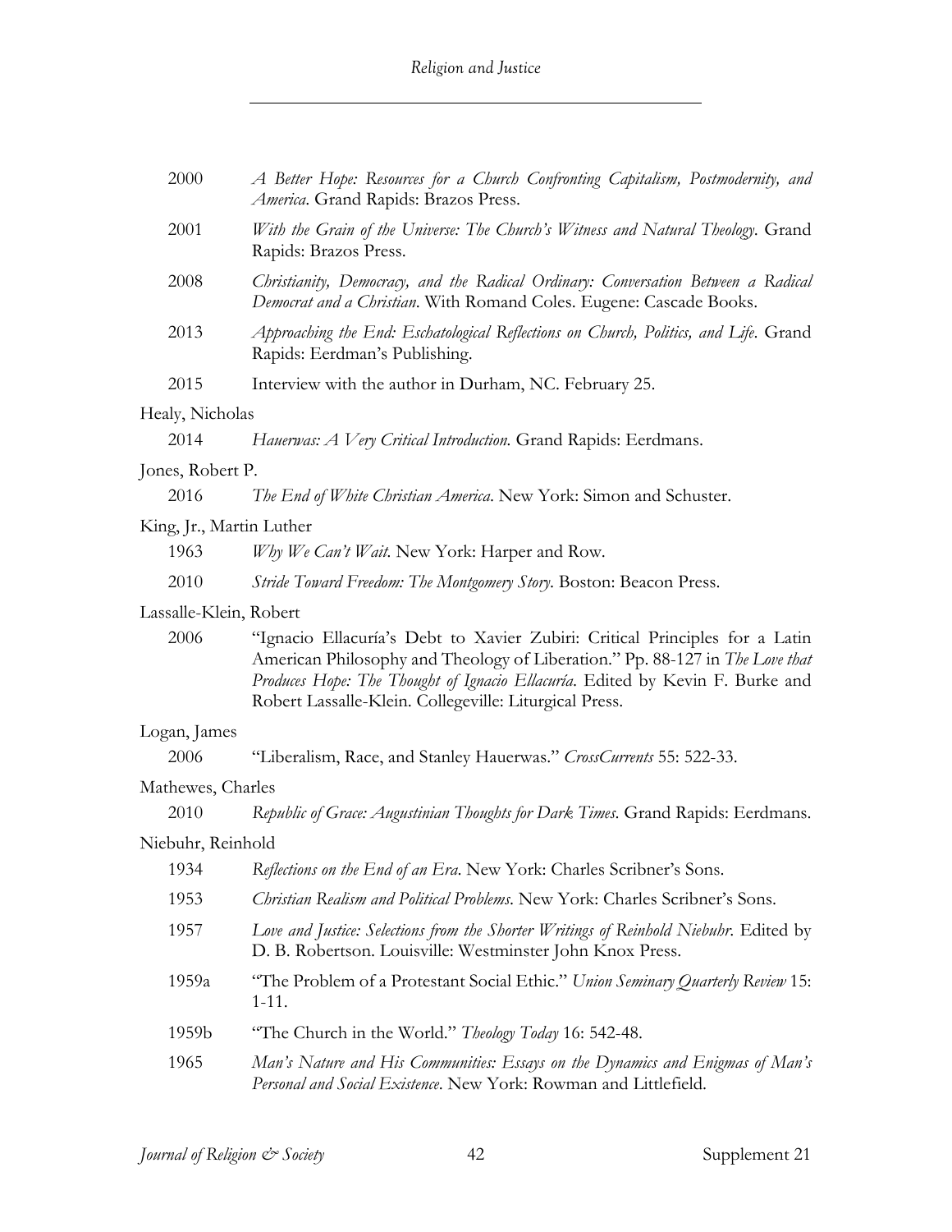2000 *A Better Hope: Resources for a Church Confronting Capitalism, Postmodernity, and America*. Grand Rapids: Brazos Press.

2001 *With the Grain of the Universe: The Church's Witness and Natural Theology*. Grand Rapids: Brazos Press.

2008 *Christianity, Democracy, and the Radical Ordinary: Conversation Between a Radical Democrat and a Christian*. With Romand Coles. Eugene: Cascade Books.

2013 *Approaching the End: Eschatological Reflections on Church, Politics, and Life*. Grand Rapids: Eerdman's Publishing.

2015 Interview with the author in Durham, NC. February 25.

Healy, Nicholas

2014 *Hauerwas: A Very Critical Introduction.* Grand Rapids: Eerdmans.

Jones, Robert P.

2016 *The End of White Christian America*. New York: Simon and Schuster.

King, Jr., Martin Luther

1963 *Why We Can't Wait.* New York: Harper and Row.

2010 *Stride Toward Freedom: The Montgomery Story.* Boston: Beacon Press.

Lassalle-Klein, Robert

2006 "Ignacio Ellacuría's Debt to Xavier Zubiri: Critical Principles for a Latin American Philosophy and Theology of Liberation." Pp. 88-127 in *The Love that Produces Hope: The Thought of Ignacio Ellacuría*. Edited by Kevin F. Burke and Robert Lassalle-Klein. Collegeville: Liturgical Press.

Logan, James

2006 "Liberalism, Race, and Stanley Hauerwas." *CrossCurrents* 55: 522-33.

Mathewes, Charles

2010 *Republic of Grace: Augustinian Thoughts for Dark Times*. Grand Rapids: Eerdmans.

Niebuhr, Reinhold

1934 *Reflections on the End of an Era*. New York: Charles Scribner's Sons.

1953 *Christian Realism and Political Problems*. New York: Charles Scribner's Sons.

1957 *Love and Justice: Selections from the Shorter Writings of Reinhold Niebuhr*. Edited by D. B. Robertson. Louisville: Westminster John Knox Press.

1959a "The Problem of a Protestant Social Ethic." *Union Seminary Quarterly Review* 15: 1-11.

1959b "The Church in the World." *Theology Today* 16: 542-48.

1965 *Man's Nature and His Communities: Essays on the Dynamics and Enigmas of Man's Personal and Social Existence*. New York: Rowman and Littlefield.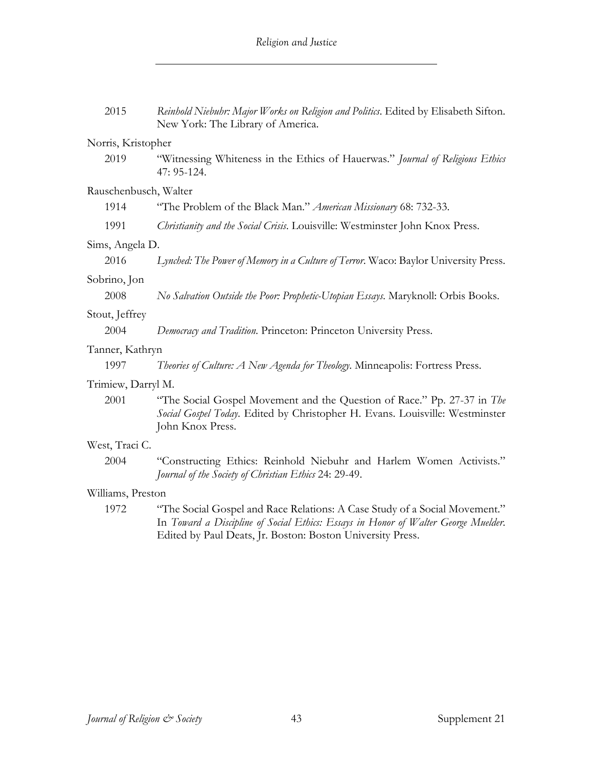2015 *Reinhold Niebuhr: Major Works on Religion and Politics*. Edited by Elisabeth Sifton. New York: The Library of America.

Norris, Kristopher

2019 "Witnessing Whiteness in the Ethics of Hauerwas." *Journal of Religious Ethics* 47: 95-124.

Rauschenbusch, Walter

1914 "The Problem of the Black Man." *American Missionary* 68: 732-33.

1991 *Christianity and the Social Crisis*. Louisville: Westminster John Knox Press.

Sims, Angela D.

2016 *Lynched: The Power of Memory in a Culture of Terror*. Waco: Baylor University Press.

Sobrino, Jon

2008 *No Salvation Outside the Poor: Prophetic-Utopian Essays*. Maryknoll: Orbis Books.

Stout, Jeffrey

2004 *Democracy and Tradition*. Princeton: Princeton University Press.

Tanner, Kathryn

1997 *Theories of Culture: A New Agenda for Theology*. Minneapolis: Fortress Press.

Trimiew, Darryl M.

2001 "The Social Gospel Movement and the Question of Race." Pp. 27-37 in *The Social Gospel Today*. Edited by Christopher H. Evans. Louisville: Westminster John Knox Press.

West, Traci C.

2004 "Constructing Ethics: Reinhold Niebuhr and Harlem Women Activists." *Journal of the Society of Christian Ethics* 24: 29-49.

Williams, Preston

1972 "The Social Gospel and Race Relations: A Case Study of a Social Movement." In *Toward a Discipline of Social Ethics: Essays in Honor of Walter George Muelder*. Edited by Paul Deats, Jr. Boston: Boston University Press.